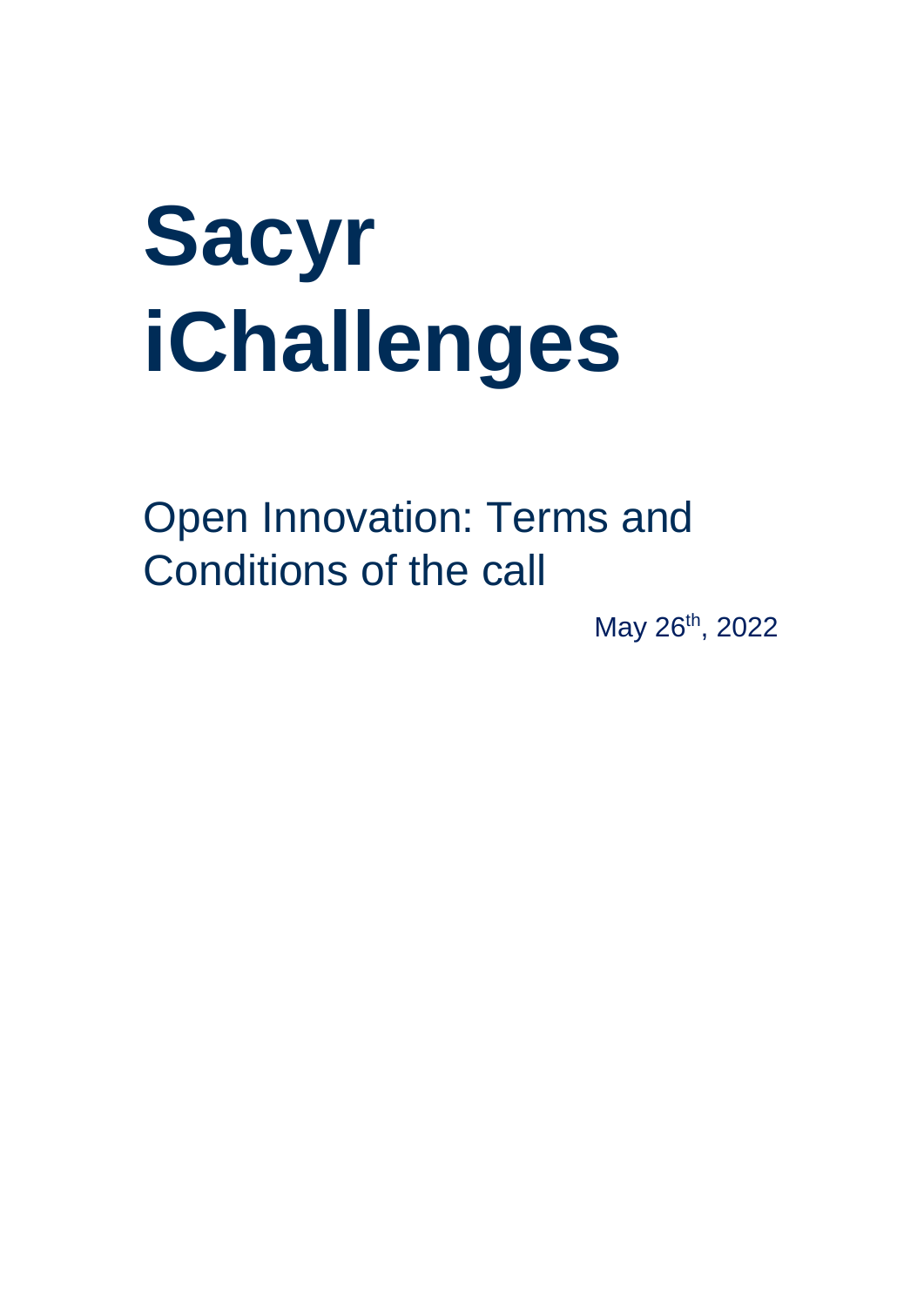# Sacyr iChallenges

## Open Innovation: Terms and Conditions of the call

May 26th, 2022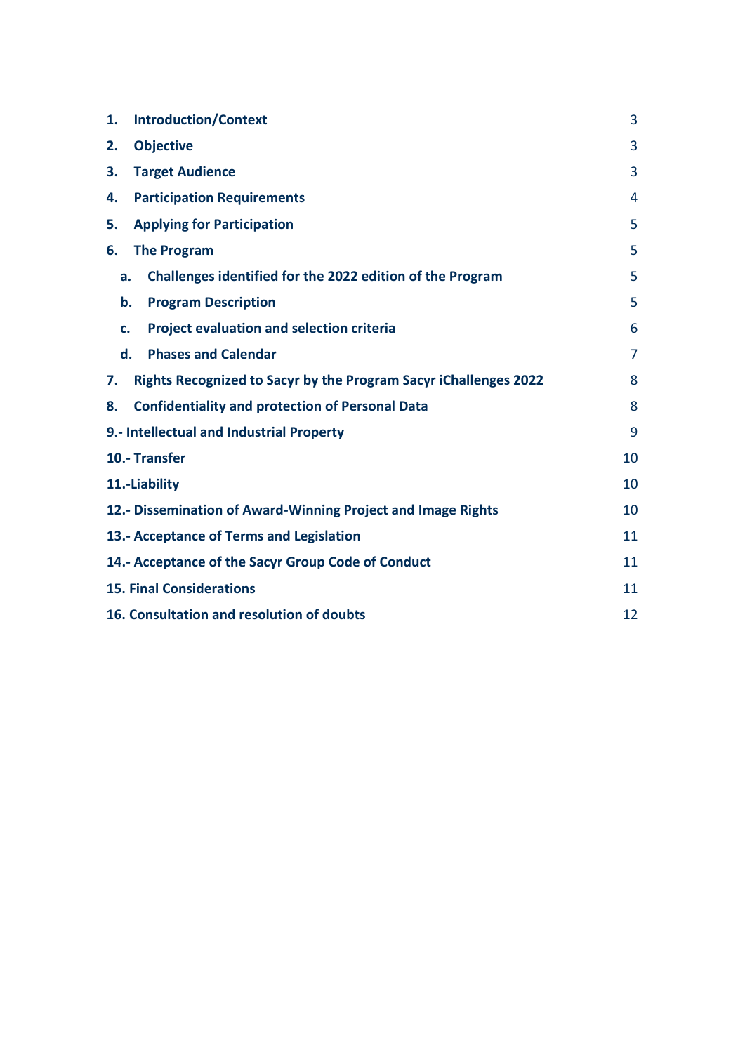| | |
|---|---|
| **1. Introduction/Context** | 3 |
| **2. Objective** | 3 |
| **3. Target Audience** | 3 |
| **4. Participation Requirements** | 4 |
| **5. Applying for Participation** | 5 |
| **6. The Program** | 5 |
| **a. Challenges identified for the 2022 edition of the Program** | 5 |
| **b. Program Description** | 5 |
| **c. Project evaluation and selection criteria** | 6 |
| **d. Phases and Calendar** | 7 |
| **7. Rights Recognized to Sacyr by the Program Sacyr iChallenges 2022** | 8 |
| **8. Confidentiality and protection of Personal Data** | 8 |
| **9.- Intellectual and Industrial Property** | 9 |
| **10.- Transfer** | 10 |
| **11.-Liability** | 10 |
| **12.- Dissemination of Award-Winning Project and Image Rights** | 10 |
| **13.- Acceptance of Terms and Legislation** | 11 |
| **14.- Acceptance of the Sacyr Group Code of Conduct** | 11 |
| **15. Final Considerations** | 11 |
| **16. Consultation and resolution of doubts** | 12 |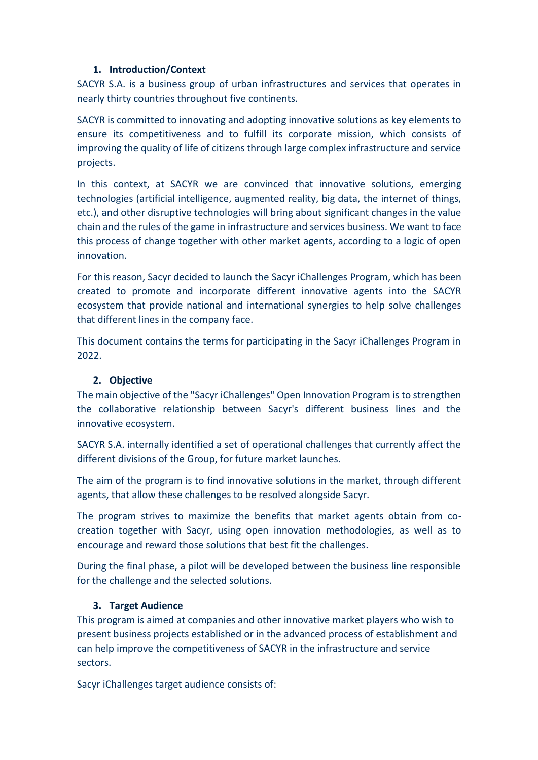## 1. Introduction/Context

SACYR S.A. is a business group of urban infrastructures and services that operates in nearly thirty countries throughout five continents.

SACYR is committed to innovating and adopting innovative solutions as key elements to ensure its competitiveness and to fulfill its corporate mission, which consists of improving the quality of life of citizens through large complex infrastructure and service projects.

In this context, at SACYR we are convinced that innovative solutions, emerging technologies (artificial intelligence, augmented reality, big data, the internet of things, etc.), and other disruptive technologies will bring about significant changes in the value chain and the rules of the game in infrastructure and services business. We want to face this process of change together with other market agents, according to a logic of open innovation.

For this reason, Sacyr decided to launch the Sacyr iChallenges Program, which has been created to promote and incorporate different innovative agents into the SACYR ecosystem that provide national and international synergies to help solve challenges that different lines in the company face.

This document contains the terms for participating in the Sacyr iChallenges Program in 2022.

## 2. Objective

The main objective of the "Sacyr iChallenges" Open Innovation Program is to strengthen the collaborative relationship between Sacyr's different business lines and the innovative ecosystem.

SACYR S.A. internally identified a set of operational challenges that currently affect the different divisions of the Group, for future market launches.

The aim of the program is to find innovative solutions in the market, through different agents, that allow these challenges to be resolved alongside Sacyr.

The program strives to maximize the benefits that market agents obtain from co-creation together with Sacyr, using open innovation methodologies, as well as to encourage and reward those solutions that best fit the challenges.

During the final phase, a pilot will be developed between the business line responsible for the challenge and the selected solutions.

## 3. Target Audience

This program is aimed at companies and other innovative market players who wish to present business projects established or in the advanced process of establishment and can help improve the competitiveness of SACYR in the infrastructure and service sectors.

Sacyr iChallenges target audience consists of: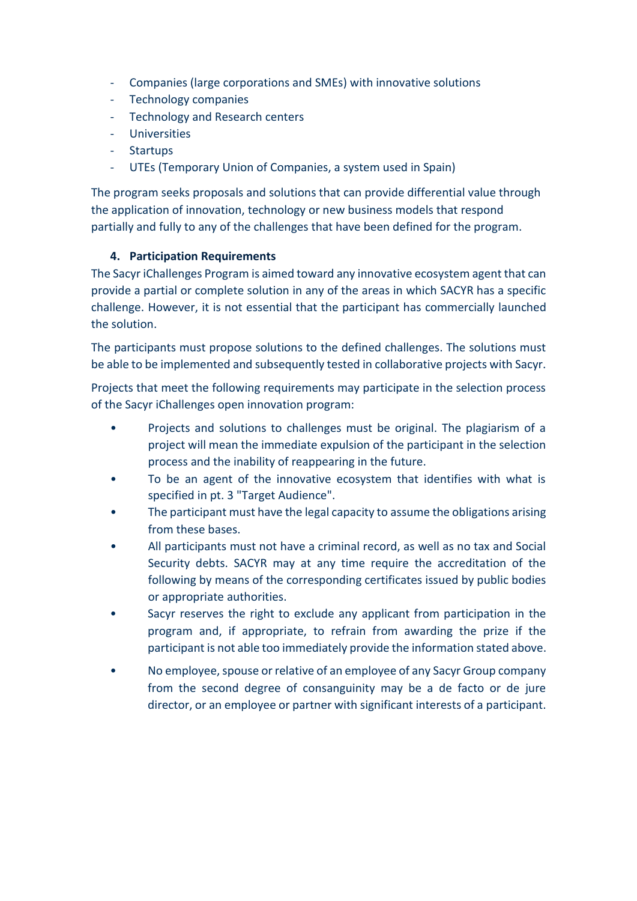- Companies (large corporations and SMEs) with innovative solutions
- Technology companies
- Technology and Research centers
- Universities
- Startups
- UTEs (Temporary Union of Companies, a system used in Spain)

The program seeks proposals and solutions that can provide differential value through the application of innovation, technology or new business models that respond partially and fully to any of the challenges that have been defined for the program.

## 4. Participation Requirements

The Sacyr iChallenges Program is aimed toward any innovative ecosystem agent that can provide a partial or complete solution in any of the areas in which SACYR has a specific challenge. However, it is not essential that the participant has commercially launched the solution.

The participants must propose solutions to the defined challenges. The solutions must be able to be implemented and subsequently tested in collaborative projects with Sacyr.

Projects that meet the following requirements may participate in the selection process of the Sacyr iChallenges open innovation program:

- Projects and solutions to challenges must be original. The plagiarism of a project will mean the immediate expulsion of the participant in the selection process and the inability of reappearing in the future.
- To be an agent of the innovative ecosystem that identifies with what is specified in pt. 3 "Target Audience".
- The participant must have the legal capacity to assume the obligations arising from these bases.
- All participants must not have a criminal record, as well as no tax and Social Security debts. SACYR may at any time require the accreditation of the following by means of the corresponding certificates issued by public bodies or appropriate authorities.
- Sacyr reserves the right to exclude any applicant from participation in the program and, if appropriate, to refrain from awarding the prize if the participant is not able too immediately provide the information stated above.
- No employee, spouse or relative of an employee of any Sacyr Group company from the second degree of consanguinity may be a de facto or de jure director, or an employee or partner with significant interests of a participant.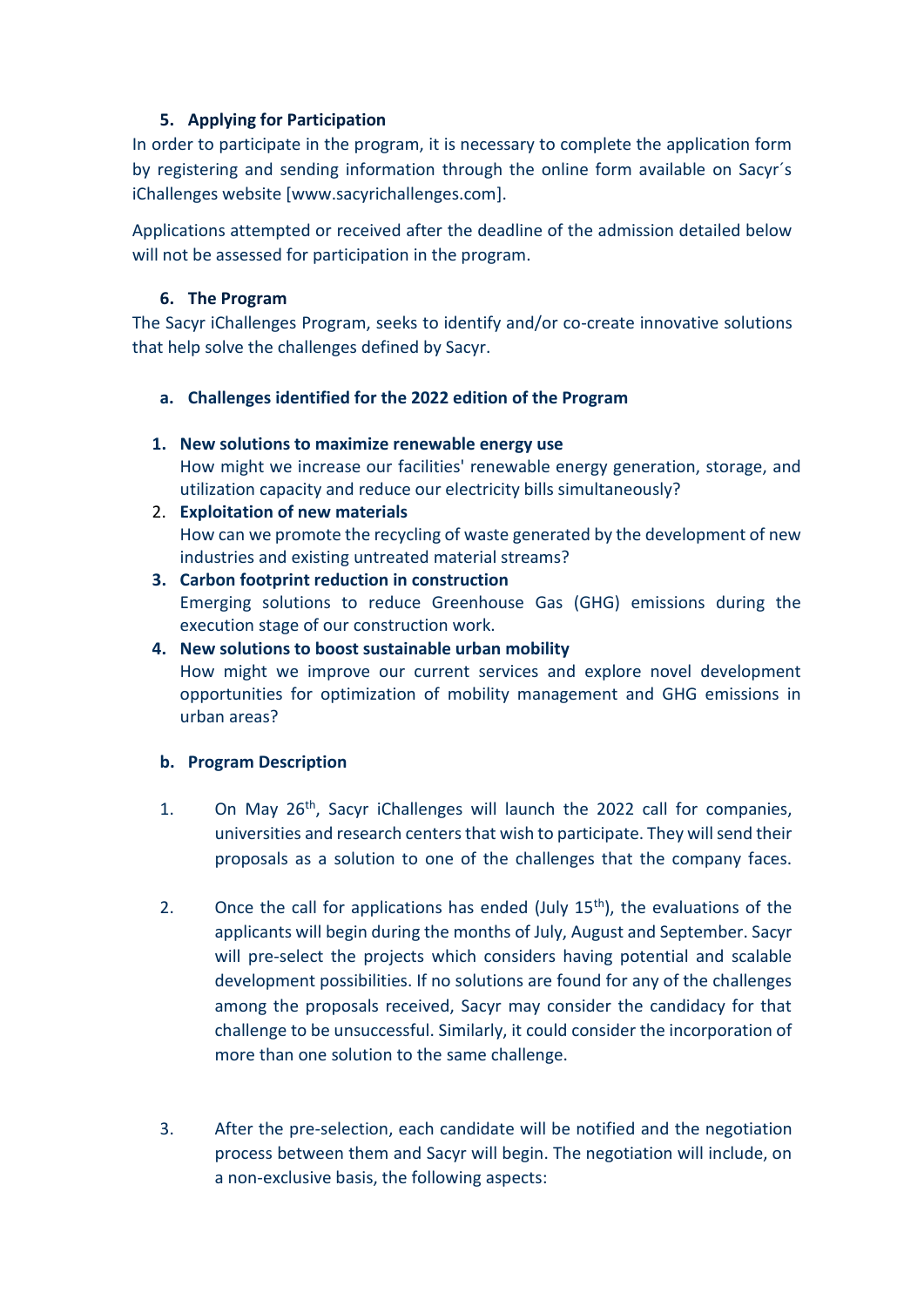## 5. Applying for Participation

In order to participate in the program, it is necessary to complete the application form by registering and sending information through the online form available on Sacyr´s iChallenges website [www.sacyrichallenges.com].

Applications attempted or received after the deadline of the admission detailed below will not be assessed for participation in the program.

## 6. The Program

The Sacyr iChallenges Program, seeks to identify and/or co-create innovative solutions that help solve the challenges defined by Sacyr.

### a. Challenges identified for the 2022 edition of the Program

1. **New solutions to maximize renewable energy use**
   How might we increase our facilities' renewable energy generation, storage, and utilization capacity and reduce our electricity bills simultaneously?
2. **Exploitation of new materials**
   How can we promote the recycling of waste generated by the development of new industries and existing untreated material streams?
3. **Carbon footprint reduction in construction**
   Emerging solutions to reduce Greenhouse Gas (GHG) emissions during the execution stage of our construction work.
4. **New solutions to boost sustainable urban mobility**
   How might we improve our current services and explore novel development opportunities for optimization of mobility management and GHG emissions in urban areas?

### b. Program Description

1. On May 26th, Sacyr iChallenges will launch the 2022 call for companies, universities and research centers that wish to participate. They will send their proposals as a solution to one of the challenges that the company faces.

2. Once the call for applications has ended (July 15th), the evaluations of the applicants will begin during the months of July, August and September. Sacyr will pre-select the projects which considers having potential and scalable development possibilities. If no solutions are found for any of the challenges among the proposals received, Sacyr may consider the candidacy for that challenge to be unsuccessful. Similarly, it could consider the incorporation of more than one solution to the same challenge.

3. After the pre-selection, each candidate will be notified and the negotiation process between them and Sacyr will begin. The negotiation will include, on a non-exclusive basis, the following aspects: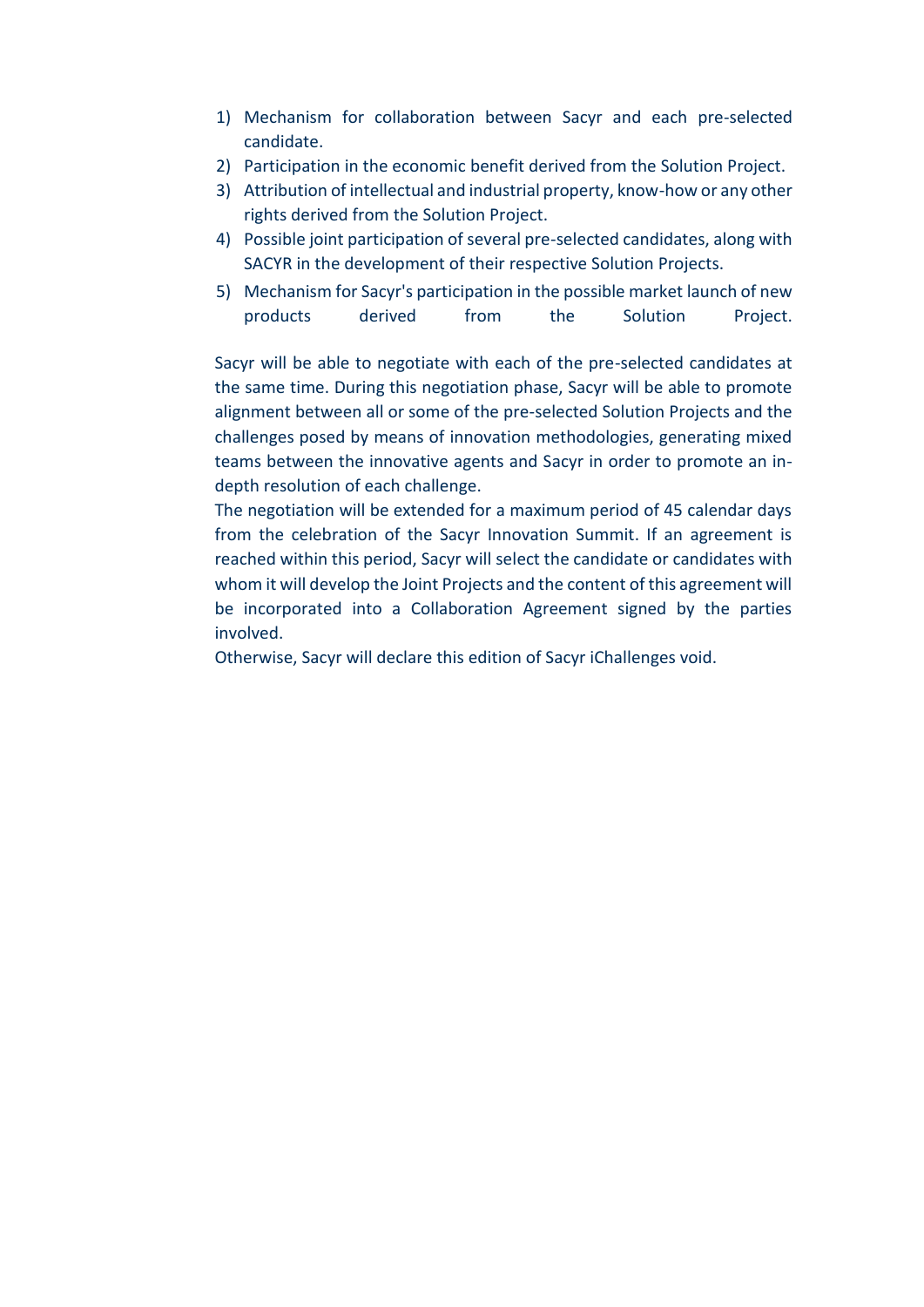1) Mechanism for collaboration between Sacyr and each pre-selected candidate.
2) Participation in the economic benefit derived from the Solution Project.
3) Attribution of intellectual and industrial property, know-how or any other rights derived from the Solution Project.
4) Possible joint participation of several pre-selected candidates, along with SACYR in the development of their respective Solution Projects.
5) Mechanism for Sacyr's participation in the possible market launch of new products derived from the Solution Project.

Sacyr will be able to negotiate with each of the pre-selected candidates at the same time. During this negotiation phase, Sacyr will be able to promote alignment between all or some of the pre-selected Solution Projects and the challenges posed by means of innovation methodologies, generating mixed teams between the innovative agents and Sacyr in order to promote an in-depth resolution of each challenge.

The negotiation will be extended for a maximum period of 45 calendar days from the celebration of the Sacyr Innovation Summit. If an agreement is reached within this period, Sacyr will select the candidate or candidates with whom it will develop the Joint Projects and the content of this agreement will be incorporated into a Collaboration Agreement signed by the parties involved.

Otherwise, Sacyr will declare this edition of Sacyr iChallenges void.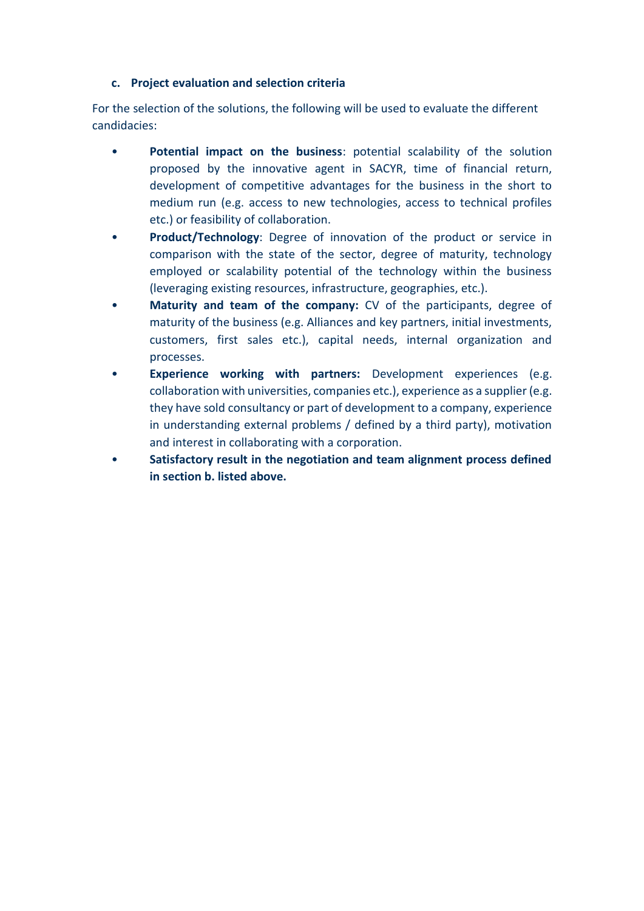### c. Project evaluation and selection criteria

For the selection of the solutions, the following will be used to evaluate the different candidacies:

- **Potential impact on the business**: potential scalability of the solution proposed by the innovative agent in SACYR, time of financial return, development of competitive advantages for the business in the short to medium run (e.g. access to new technologies, access to technical profiles etc.) or feasibility of collaboration.
- **Product/Technology**: Degree of innovation of the product or service in comparison with the state of the sector, degree of maturity, technology employed or scalability potential of the technology within the business (leveraging existing resources, infrastructure, geographies, etc.).
- **Maturity and team of the company:** CV of the participants, degree of maturity of the business (e.g. Alliances and key partners, initial investments, customers, first sales etc.), capital needs, internal organization and processes.
- **Experience working with partners:** Development experiences (e.g. collaboration with universities, companies etc.), experience as a supplier (e.g. they have sold consultancy or part of development to a company, experience in understanding external problems / defined by a third party), motivation and interest in collaborating with a corporation.
- **Satisfactory result in the negotiation and team alignment process defined in section b. listed above.**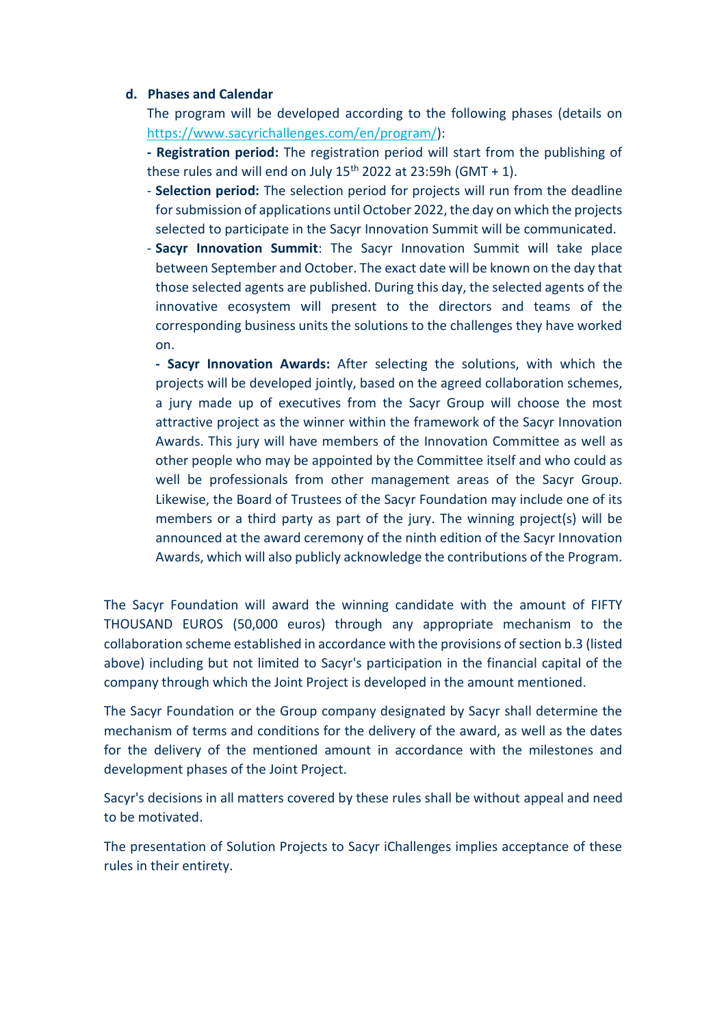#### d. Phases and Calendar

The program will be developed according to the following phases (details on https://www.sacyrichallenges.com/en/program/):

**- Registration period:** The registration period will start from the publishing of these rules and will end on July 15th 2022 at 23:59h (GMT + 1).

- **Selection period:** The selection period for projects will run from the deadline for submission of applications until October 2022, the day on which the projects selected to participate in the Sacyr Innovation Summit will be communicated.
- **Sacyr Innovation Summit**: The Sacyr Innovation Summit will take place between September and October. The exact date will be known on the day that those selected agents are published. During this day, the selected agents of the innovative ecosystem will present to the directors and teams of the corresponding business units the solutions to the challenges they have worked on.
- **Sacyr Innovation Awards:** After selecting the solutions, with which the projects will be developed jointly, based on the agreed collaboration schemes, a jury made up of executives from the Sacyr Group will choose the most attractive project as the winner within the framework of the Sacyr Innovation Awards. This jury will have members of the Innovation Committee as well as other people who may be appointed by the Committee itself and who could as well be professionals from other management areas of the Sacyr Group. Likewise, the Board of Trustees of the Sacyr Foundation may include one of its members or a third party as part of the jury. The winning project(s) will be announced at the award ceremony of the ninth edition of the Sacyr Innovation Awards, which will also publicly acknowledge the contributions of the Program.

The Sacyr Foundation will award the winning candidate with the amount of FIFTY THOUSAND EUROS (50,000 euros) through any appropriate mechanism to the collaboration scheme established in accordance with the provisions of section b.3 (listed above) including but not limited to Sacyr's participation in the financial capital of the company through which the Joint Project is developed in the amount mentioned.

The Sacyr Foundation or the Group company designated by Sacyr shall determine the mechanism of terms and conditions for the delivery of the award, as well as the dates for the delivery of the mentioned amount in accordance with the milestones and development phases of the Joint Project.

Sacyr's decisions in all matters covered by these rules shall be without appeal and need to be motivated.

The presentation of Solution Projects to Sacyr iChallenges implies acceptance of these rules in their entirety.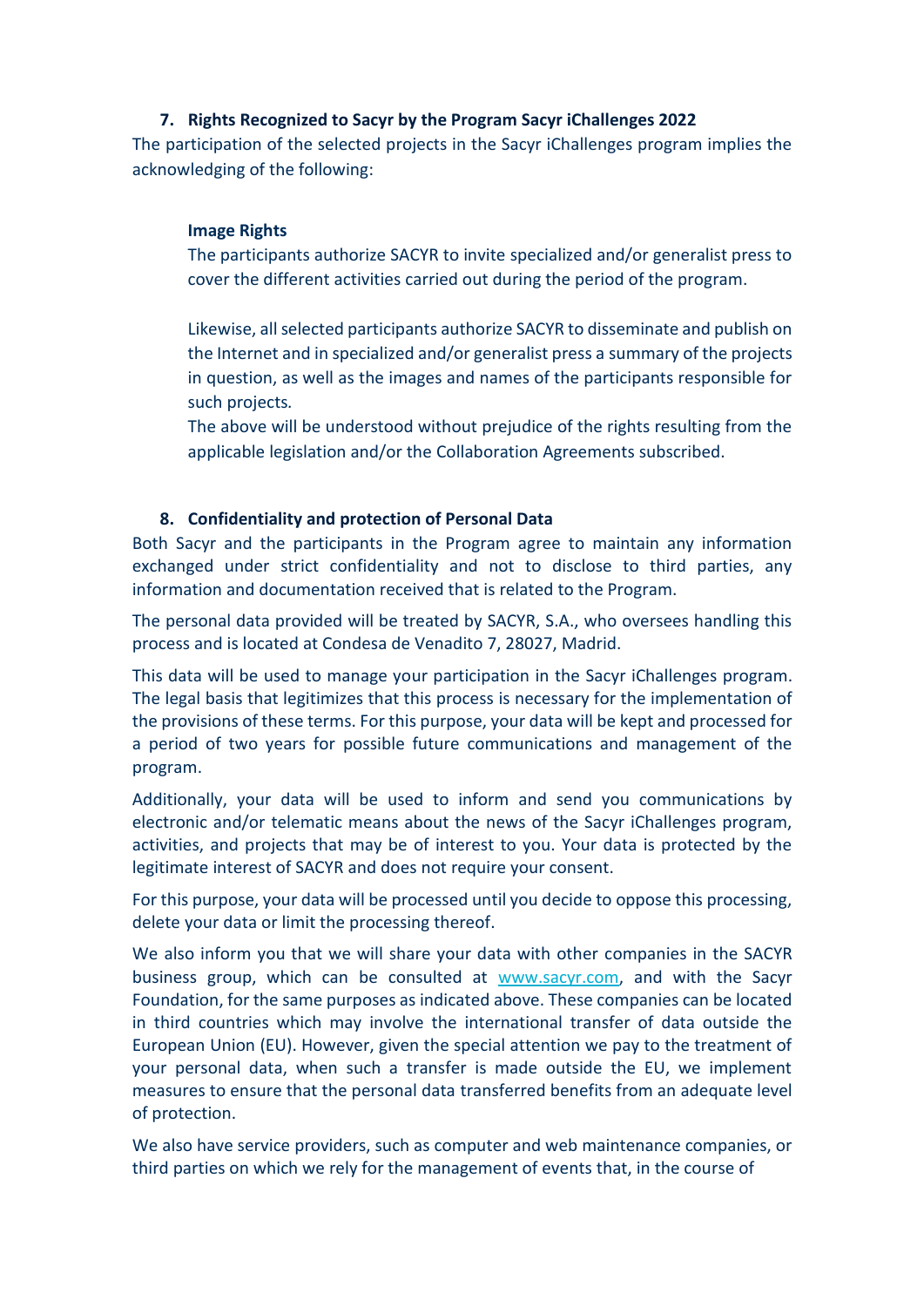## 7. Rights Recognized to Sacyr by the Program Sacyr iChallenges 2022

The participation of the selected projects in the Sacyr iChallenges program implies the acknowledging of the following:

**Image Rights**

The participants authorize SACYR to invite specialized and/or generalist press to cover the different activities carried out during the period of the program.

Likewise, all selected participants authorize SACYR to disseminate and publish on the Internet and in specialized and/or generalist press a summary of the projects in question, as well as the images and names of the participants responsible for such projects.

The above will be understood without prejudice of the rights resulting from the applicable legislation and/or the Collaboration Agreements subscribed.

## 8. Confidentiality and protection of Personal Data

Both Sacyr and the participants in the Program agree to maintain any information exchanged under strict confidentiality and not to disclose to third parties, any information and documentation received that is related to the Program.

The personal data provided will be treated by SACYR, S.A., who oversees handling this process and is located at Condesa de Venadito 7, 28027, Madrid.

This data will be used to manage your participation in the Sacyr iChallenges program. The legal basis that legitimizes that this process is necessary for the implementation of the provisions of these terms. For this purpose, your data will be kept and processed for a period of two years for possible future communications and management of the program.

Additionally, your data will be used to inform and send you communications by electronic and/or telematic means about the news of the Sacyr iChallenges program, activities, and projects that may be of interest to you. Your data is protected by the legitimate interest of SACYR and does not require your consent.

For this purpose, your data will be processed until you decide to oppose this processing, delete your data or limit the processing thereof.

We also inform you that we will share your data with other companies in the SACYR business group, which can be consulted at www.sacyr.com, and with the Sacyr Foundation, for the same purposes as indicated above. These companies can be located in third countries which may involve the international transfer of data outside the European Union (EU). However, given the special attention we pay to the treatment of your personal data, when such a transfer is made outside the EU, we implement measures to ensure that the personal data transferred benefits from an adequate level of protection.

We also have service providers, such as computer and web maintenance companies, or third parties on which we rely for the management of events that, in the course of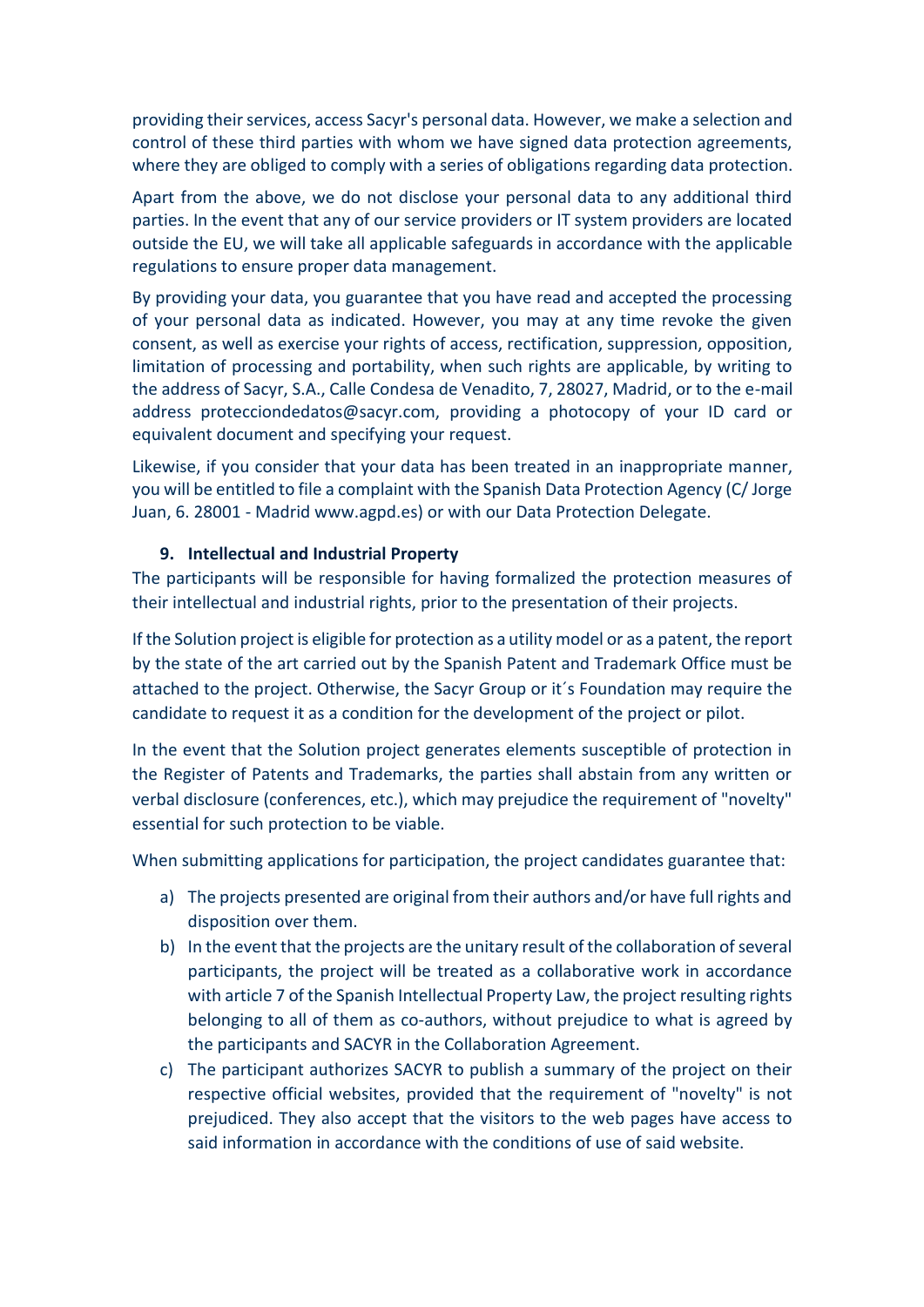providing their services, access Sacyr's personal data. However, we make a selection and control of these third parties with whom we have signed data protection agreements, where they are obliged to comply with a series of obligations regarding data protection.

Apart from the above, we do not disclose your personal data to any additional third parties. In the event that any of our service providers or IT system providers are located outside the EU, we will take all applicable safeguards in accordance with the applicable regulations to ensure proper data management.

By providing your data, you guarantee that you have read and accepted the processing of your personal data as indicated. However, you may at any time revoke the given consent, as well as exercise your rights of access, rectification, suppression, opposition, limitation of processing and portability, when such rights are applicable, by writing to the address of Sacyr, S.A., Calle Condesa de Venadito, 7, 28027, Madrid, or to the e-mail address protecciondedatos@sacyr.com, providing a photocopy of your ID card or equivalent document and specifying your request.

Likewise, if you consider that your data has been treated in an inappropriate manner, you will be entitled to file a complaint with the Spanish Data Protection Agency (C/ Jorge Juan, 6. 28001 - Madrid www.agpd.es) or with our Data Protection Delegate.

## 9. Intellectual and Industrial Property

The participants will be responsible for having formalized the protection measures of their intellectual and industrial rights, prior to the presentation of their projects.

If the Solution project is eligible for protection as a utility model or as a patent, the report by the state of the art carried out by the Spanish Patent and Trademark Office must be attached to the project. Otherwise, the Sacyr Group or it´s Foundation may require the candidate to request it as a condition for the development of the project or pilot.

In the event that the Solution project generates elements susceptible of protection in the Register of Patents and Trademarks, the parties shall abstain from any written or verbal disclosure (conferences, etc.), which may prejudice the requirement of "novelty" essential for such protection to be viable.

When submitting applications for participation, the project candidates guarantee that:

a) The projects presented are original from their authors and/or have full rights and disposition over them.
b) In the event that the projects are the unitary result of the collaboration of several participants, the project will be treated as a collaborative work in accordance with article 7 of the Spanish Intellectual Property Law, the project resulting rights belonging to all of them as co-authors, without prejudice to what is agreed by the participants and SACYR in the Collaboration Agreement.
c) The participant authorizes SACYR to publish a summary of the project on their respective official websites, provided that the requirement of "novelty" is not prejudiced. They also accept that the visitors to the web pages have access to said information in accordance with the conditions of use of said website.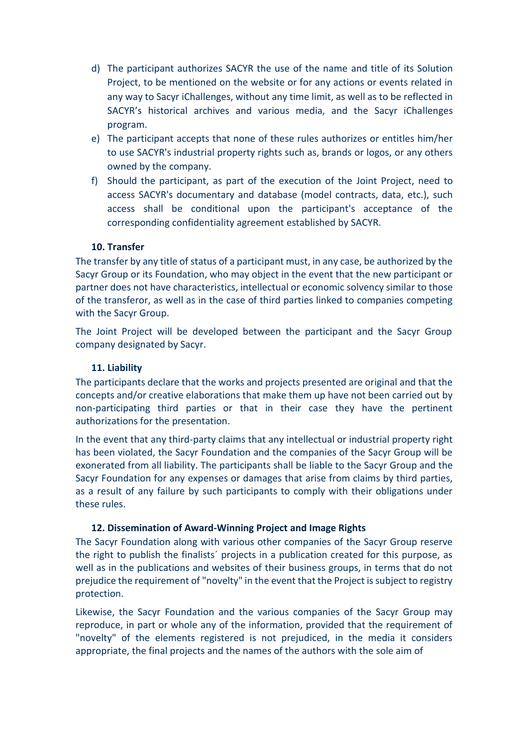d) The participant authorizes SACYR the use of the name and title of its Solution Project, to be mentioned on the website or for any actions or events related in any way to Sacyr iChallenges, without any time limit, as well as to be reflected in SACYR's historical archives and various media, and the Sacyr iChallenges program.
e) The participant accepts that none of these rules authorizes or entitles him/her to use SACYR's industrial property rights such as, brands or logos, or any others owned by the company.
f) Should the participant, as part of the execution of the Joint Project, need to access SACYR's documentary and database (model contracts, data, etc.), such access shall be conditional upon the participant's acceptance of the corresponding confidentiality agreement established by SACYR.

### 10. Transfer

The transfer by any title of status of a participant must, in any case, be authorized by the Sacyr Group or its Foundation, who may object in the event that the new participant or partner does not have characteristics, intellectual or economic solvency similar to those of the transferor, as well as in the case of third parties linked to companies competing with the Sacyr Group.

The Joint Project will be developed between the participant and the Sacyr Group company designated by Sacyr.

### 11. Liability

The participants declare that the works and projects presented are original and that the concepts and/or creative elaborations that make them up have not been carried out by non-participating third parties or that in their case they have the pertinent authorizations for the presentation.

In the event that any third-party claims that any intellectual or industrial property right has been violated, the Sacyr Foundation and the companies of the Sacyr Group will be exonerated from all liability. The participants shall be liable to the Sacyr Group and the Sacyr Foundation for any expenses or damages that arise from claims by third parties, as a result of any failure by such participants to comply with their obligations under these rules.

### 12. Dissemination of Award-Winning Project and Image Rights

The Sacyr Foundation along with various other companies of the Sacyr Group reserve the right to publish the finalists´ projects in a publication created for this purpose, as well as in the publications and websites of their business groups, in terms that do not prejudice the requirement of "novelty" in the event that the Project is subject to registry protection.

Likewise, the Sacyr Foundation and the various companies of the Sacyr Group may reproduce, in part or whole any of the information, provided that the requirement of "novelty" of the elements registered is not prejudiced, in the media it considers appropriate, the final projects and the names of the authors with the sole aim of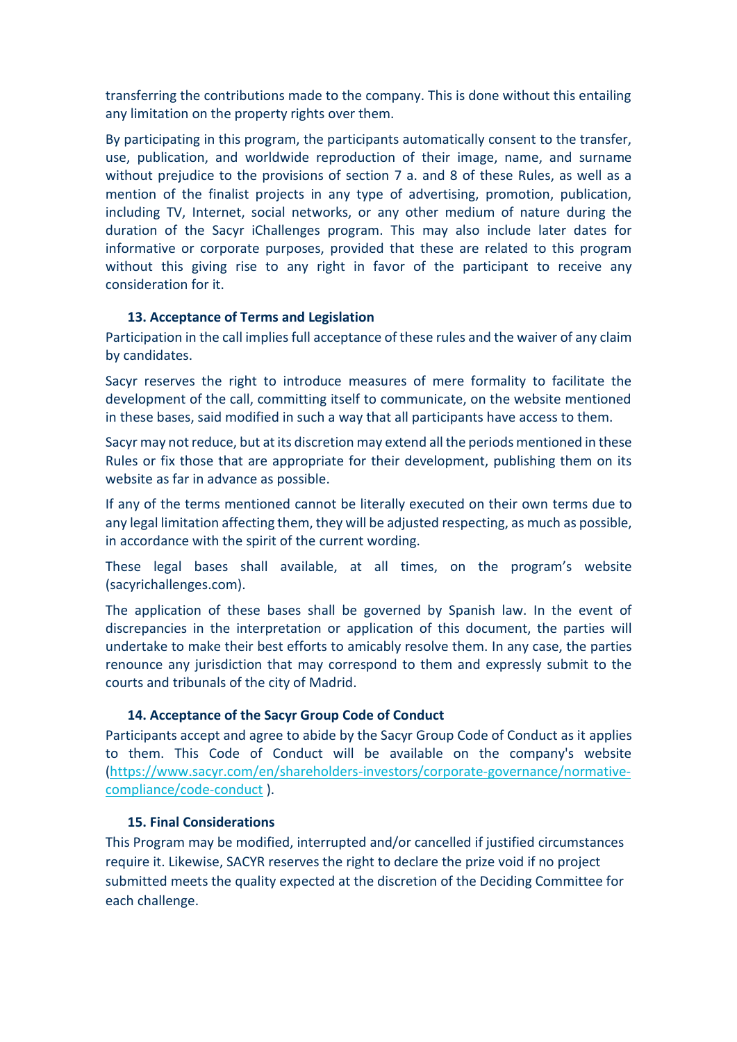transferring the contributions made to the company. This is done without this entailing any limitation on the property rights over them.

By participating in this program, the participants automatically consent to the transfer, use, publication, and worldwide reproduction of their image, name, and surname without prejudice to the provisions of section 7 a. and 8 of these Rules, as well as a mention of the finalist projects in any type of advertising, promotion, publication, including TV, Internet, social networks, or any other medium of nature during the duration of the Sacyr iChallenges program. This may also include later dates for informative or corporate purposes, provided that these are related to this program without this giving rise to any right in favor of the participant to receive any consideration for it.

### 13. Acceptance of Terms and Legislation

Participation in the call implies full acceptance of these rules and the waiver of any claim by candidates.

Sacyr reserves the right to introduce measures of mere formality to facilitate the development of the call, committing itself to communicate, on the website mentioned in these bases, said modified in such a way that all participants have access to them.

Sacyr may not reduce, but at its discretion may extend all the periods mentioned in these Rules or fix those that are appropriate for their development, publishing them on its website as far in advance as possible.

If any of the terms mentioned cannot be literally executed on their own terms due to any legal limitation affecting them, they will be adjusted respecting, as much as possible, in accordance with the spirit of the current wording.

These legal bases shall available, at all times, on the program's website (sacyrichallenges.com).

The application of these bases shall be governed by Spanish law. In the event of discrepancies in the interpretation or application of this document, the parties will undertake to make their best efforts to amicably resolve them. In any case, the parties renounce any jurisdiction that may correspond to them and expressly submit to the courts and tribunals of the city of Madrid.

### 14. Acceptance of the Sacyr Group Code of Conduct

Participants accept and agree to abide by the Sacyr Group Code of Conduct as it applies to them. This Code of Conduct will be available on the company's website (https://www.sacyr.com/en/shareholders-investors/corporate-governance/normative-compliance/code-conduct ).

### 15. Final Considerations

This Program may be modified, interrupted and/or cancelled if justified circumstances require it. Likewise, SACYR reserves the right to declare the prize void if no project submitted meets the quality expected at the discretion of the Deciding Committee for each challenge.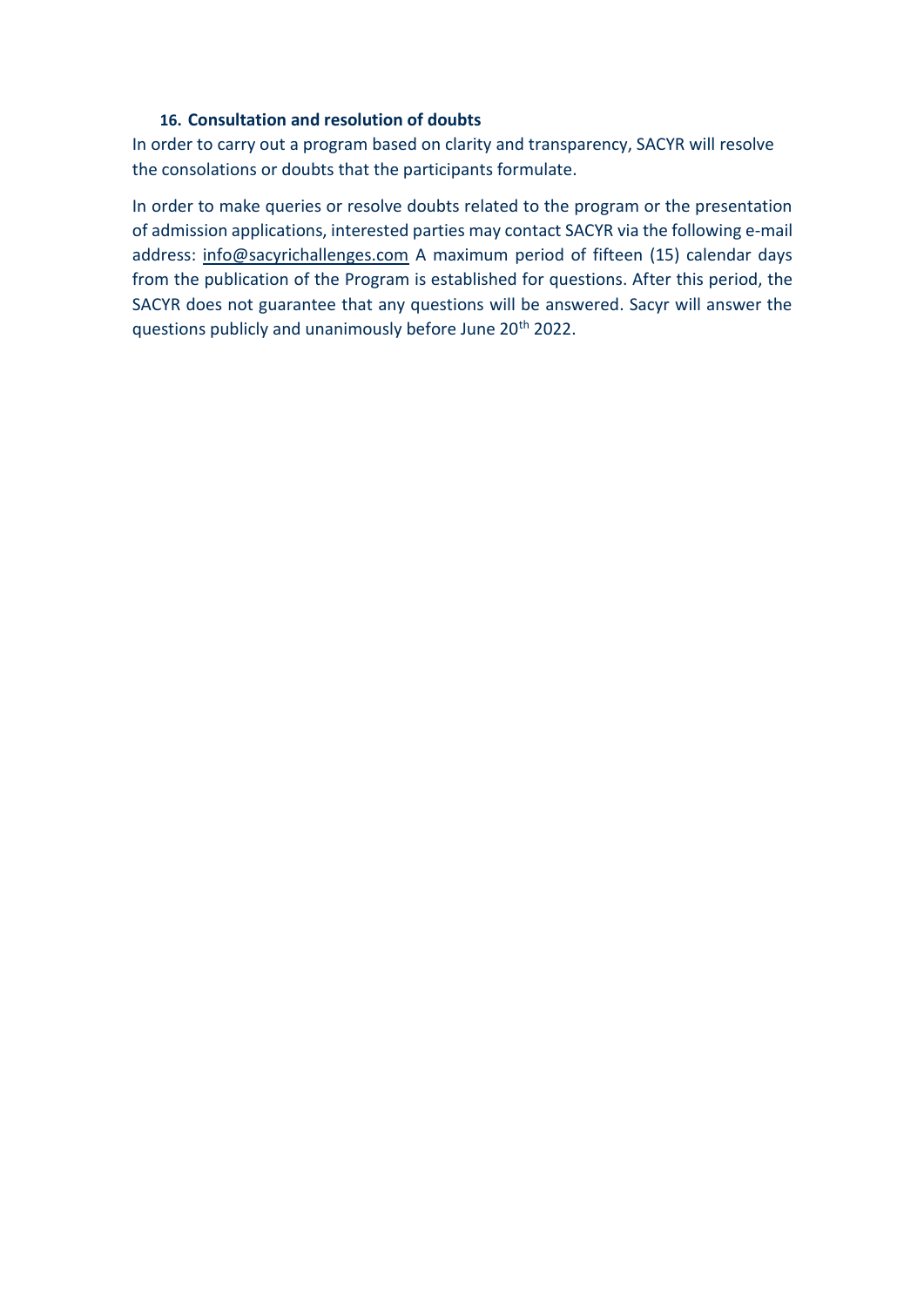## 16. Consultation and resolution of doubts

In order to carry out a program based on clarity and transparency, SACYR will resolve the consolations or doubts that the participants formulate.

In order to make queries or resolve doubts related to the program or the presentation of admission applications, interested parties may contact SACYR via the following e-mail address: info@sacyrichallenges.com A maximum period of fifteen (15) calendar days from the publication of the Program is established for questions. After this period, the SACYR does not guarantee that any questions will be answered. Sacyr will answer the questions publicly and unanimously before June 20th 2022.